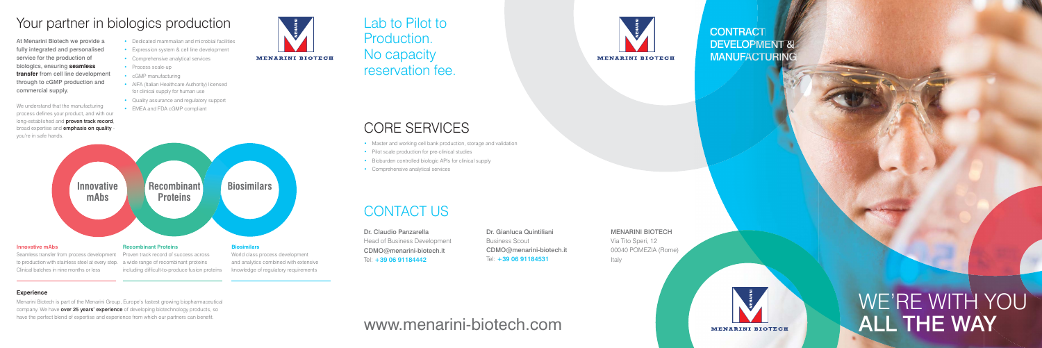# Your partner in biologics production

At Menarini Biotech we provide a fully integrated and personalised service for the production of biologics, ensuring **seamless transfer** from cell line development through to cGMP production and commercial supply.

We understand that the manufacturing process defines your product, and with our long-established and **proven track record**, broad expertise and **emphasis on quality** - you're in safe hands.

- Dedicated mammalian and microbial facilities
- Expression system & cell line development
- Comprehensive analytical services
- Process scale-up
- cGMP manufacturing
- AIFA (Italian Healthcare Authority) licensed for clinical supply for human use
- Quality assurance and regulatory support
- EMEA and FDA cGMP compliant

**Innovative mAbs** | **Recombinant Proteins** | **Biosimilars**

#### Innovative mAbs

Seamless transfer from process development to production with stainless steel at every step. Clinical batches in nine months or less

#### Recombinant Proteins

Proven track record of success across a wide range of recombinant proteins including difficult-to-produce fusion proteins

#### Biosimilars

World class process development and analytics combined with extensive knowledge of regulatory requirements

#### Experience

Menarini Biotech is part of the Menarini Group, Europe's fastest growing biopharmaceutical company. We have **over 25 years' experience** of developing biotechnology products, so have the perfect blend of expertise and experience from which our partners can benefit.

MENARINI BIOTECH

Lab to Pilot to Production. No capacity reservation fee.

## CORE SERVICES

- Master and working cell bank production, storage and validation
- Pilot scale production for pre-clinical studies
- Bioburden controlled biologic APIs for clinical supply
- Comprehensive analytical services

## CONTACT US

Dr. Claudio Panzarella
Head of Business Development
CDMO@menarini-biotech.it
Tel: +39 06 91184442

Dr. Gianluca Quintiliani
Business Scout
CDMO@menarini-biotech.it
Tel: +39 06 91184531

MENARINI BIOTECH
Via Tito Speri, 12
00040 POMEZIA (Rome)
Italy

www.menarini-biotech.com

MENARINI BIOTECH

CONTRACT DEVELOPMENT & MANUFACTURING

MENARINI BIOTECH

# WE'RE WITH YOU ALL THE WAY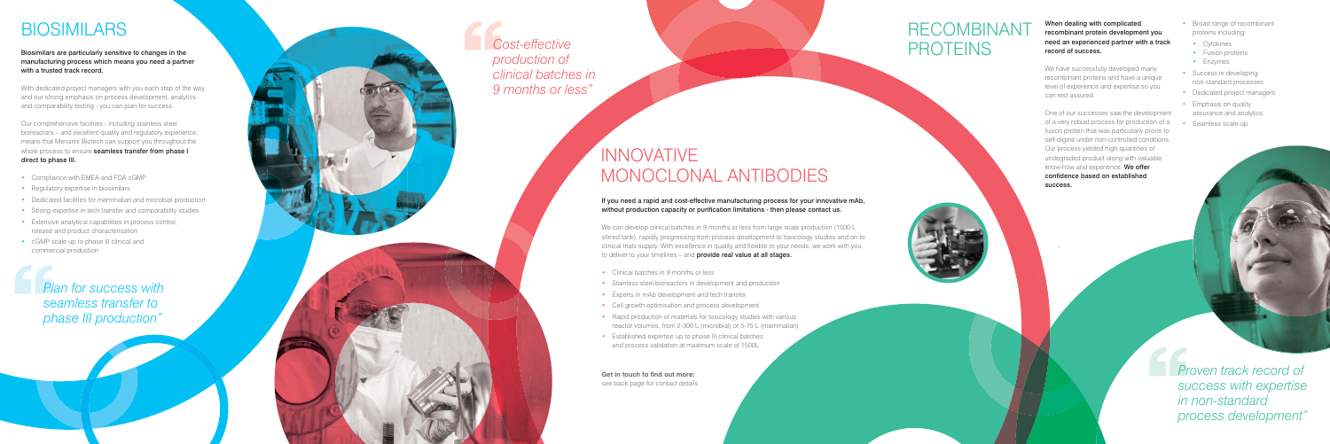# BIOSIMILARS

**Biosimilars are particularly sensitive to changes in the manufacturing process which means you need a partner with a trusted track record.**

With dedicated project managers with you each step of the way, and our strong emphasis on process development, analytics and comparability testing - you can plan for success.

Our comprehensive facilities - including stainless steel bioreactors - and excellent quality and regulatory experience, means that Menarini Biotech can support you throughout the whole process to ensure **seamless transfer from phase I direct to phase III.**

- Compliance with EMEA and FDA cGMP
- Regulatory expertise in biosimilars
- Dedicated facilities for mammalian and microbial production
- Strong expertise in tech transfer and comparability studies
- Extensive analytical capabilities in process control, release and product characterisation
- cGMP scale up to phase III clinical and commercial production

*"Plan for success with seamless transfer to phase III production"*

*"Cost-effective production of clinical batches in 9 months or less"*

# INNOVATIVE MONOCLONAL ANTIBODIES

**If you need a rapid and cost-effective manufacturing process for your innovative mAb, without production capacity or purification limitations - then please contact us.**

We can develop clinical batches in 9 months or less from large scale production (1500 L stirred tank), rapidly progressing from process development to toxicology studies and on to clinical trials supply. With excellence in quality and flexible to your needs, we work with you to deliver to your timelines – and **provide real value at all stages.**

- Clinical batches in 9 months or less
- Stainless steel bioreactors in development and production
- Experts in mAb development and tech transfer
- Cell growth optimisation and process development
- Rapid production of materials for toxicology studies with various reactor volumes, from 2-300 L (microbial) or 5-75 L (mammalian)
- Established expertise up to phase III clinical batches and process validation at maximum scale of 1500L

**Get in touch to find out more:**
see back page for contact details

# RECOMBINANT PROTEINS

**When dealing with complicated recombinant protein development you need an experienced partner with a track record of success.**

We have successfully developed many recombinant proteins and have a unique level of experience and expertise so you can rest assured.

One of our successes saw the development of a very robust process for production of a fusion protein that was particularly prone to self-digest under non-controlled conditions. Our process yielded high quantities of undegraded product along with valuable know-how and experience. **We offer confidence based on established success.**

- Broad range of recombinant proteins including:
  - Cytokines
  - Fusion proteins
  - Enzymes
- Success in developing non-standard processes
- Dedicated project managers
- Emphasis on quality assurance and analytics
- Seamless scale-up

*"Proven track record of success with expertise in non-standard process development"*